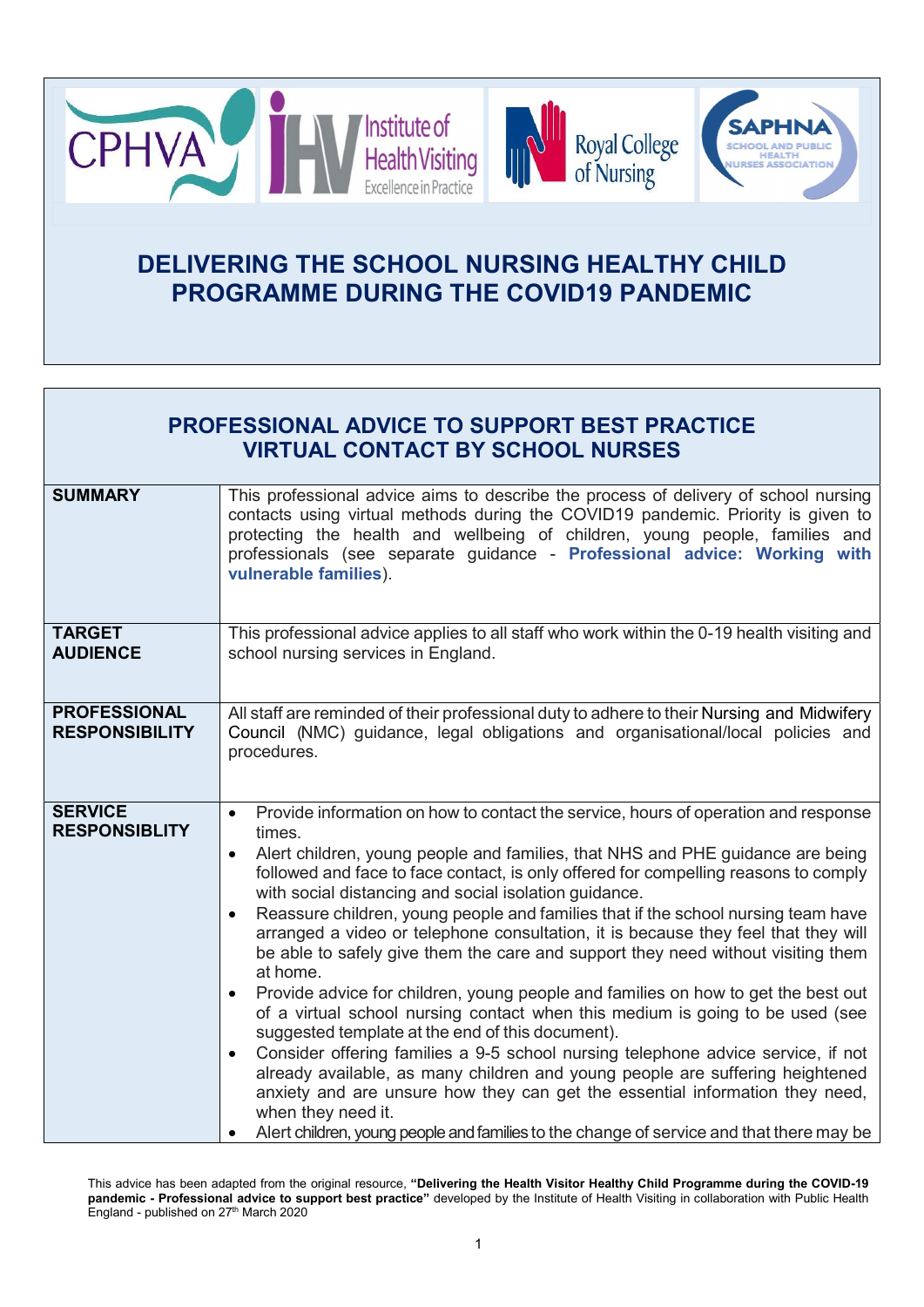# DELIVERING THE SCHOOL NURSING HEALTHY CHILD PROGRAMME DURING THE COVID19 PANDEMIC

## PROFESSIONAL ADVICE TO SUPPORT BEST PRACTICE VIRTUAL CONTACT BY SCHOOL NURSES

| | |
|---|---|
| **SUMMARY** | This professional advice aims to describe the process of delivery of school nursing contacts using virtual methods during the COVID19 pandemic. Priority is given to protecting the health and wellbeing of children, young people, families and professionals (see separate guidance - **Professional advice: Working with vulnerable families**). |
| **TARGET AUDIENCE** | This professional advice applies to all staff who work within the 0-19 health visiting and school nursing services in England. |
| **PROFESSIONAL RESPONSIBILITY** | All staff are reminded of their professional duty to adhere to their Nursing and Midwifery Council (NMC) guidance, legal obligations and organisational/local policies and procedures. |
| **SERVICE RESPONSIBLITY** | • Provide information on how to contact the service, hours of operation and response times.<br>• Alert children, young people and families, that NHS and PHE guidance are being followed and face to face contact, is only offered for compelling reasons to comply with social distancing and social isolation guidance.<br>• Reassure children, young people and families that if the school nursing team have arranged a video or telephone consultation, it is because they feel that they will be able to safely give them the care and support they need without visiting them at home.<br>• Provide advice for children, young people and families on how to get the best out of a virtual school nursing contact when this medium is going to be used (see suggested template at the end of this document).<br>• Consider offering families a 9-5 school nursing telephone advice service, if not already available, as many children and young people are suffering heightened anxiety and are unsure how they can get the essential information they need, when they need it.<br>• Alert children, young people and families to the change of service and that there may be |

This advice has been adapted from the original resource, **"Delivering the Health Visitor Healthy Child Programme during the COVID-19 pandemic - Professional advice to support best practice"** developed by the Institute of Health Visiting in collaboration with Public Health England - published on 27th March 2020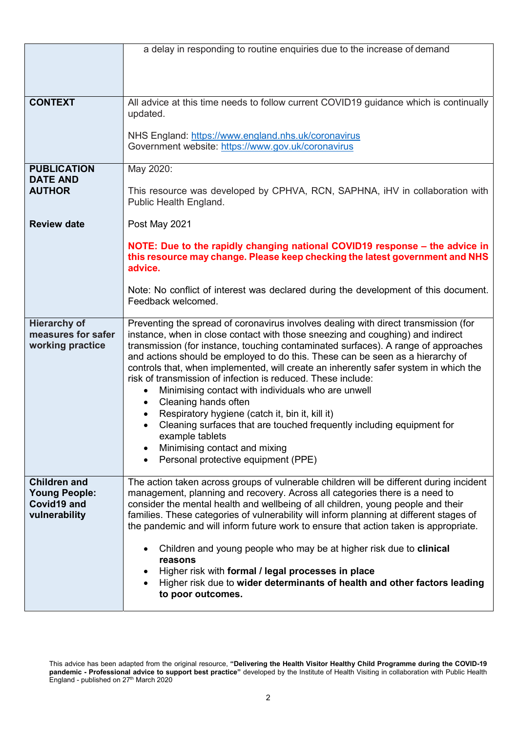| | |
|---|---|
| | a delay in responding to routine enquiries due to the increase of demand |
| **CONTEXT** | All advice at this time needs to follow current COVID19 guidance which is continually updated.<br><br>NHS England: https://www.england.nhs.uk/coronavirus<br>Government website: https://www.gov.uk/coronavirus |
| **PUBLICATION DATE AND AUTHOR**<br><br>**Review date** | May 2020:<br><br>This resource was developed by CPHVA, RCN, SAPHNA, iHV in collaboration with Public Health England.<br><br>Post May 2021<br><br>**NOTE: Due to the rapidly changing national COVID19 response – the advice in this resource may change. Please keep checking the latest government and NHS advice.**<br><br>Note: No conflict of interest was declared during the development of this document. Feedback welcomed. |
| **Hierarchy of measures for safer working practice** | Preventing the spread of coronavirus involves dealing with direct transmission (for instance, when in close contact with those sneezing and coughing) and indirect transmission (for instance, touching contaminated surfaces). A range of approaches and actions should be employed to do this. These can be seen as a hierarchy of controls that, when implemented, will create an inherently safer system in which the risk of transmission of infection is reduced. These include:<br>• Minimising contact with individuals who are unwell<br>• Cleaning hands often<br>• Respiratory hygiene (catch it, bin it, kill it)<br>• Cleaning surfaces that are touched frequently including equipment for example tablets<br>• Minimising contact and mixing<br>• Personal protective equipment (PPE) |
| **Children and Young People: Covid19 and vulnerability** | The action taken across groups of vulnerable children will be different during incident management, planning and recovery. Across all categories there is a need to consider the mental health and wellbeing of all children, young people and their families. These categories of vulnerability will inform planning at different stages of the pandemic and will inform future work to ensure that action taken is appropriate.<br><br>• Children and young people who may be at higher risk due to **clinical reasons**<br>• Higher risk with **formal / legal processes in place**<br>• Higher risk due to **wider determinants of health and other factors leading to poor outcomes.** |

This advice has been adapted from the original resource, **"Delivering the Health Visitor Healthy Child Programme during the COVID-19 pandemic - Professional advice to support best practice"** developed by the Institute of Health Visiting in collaboration with Public Health England - published on 27th March 2020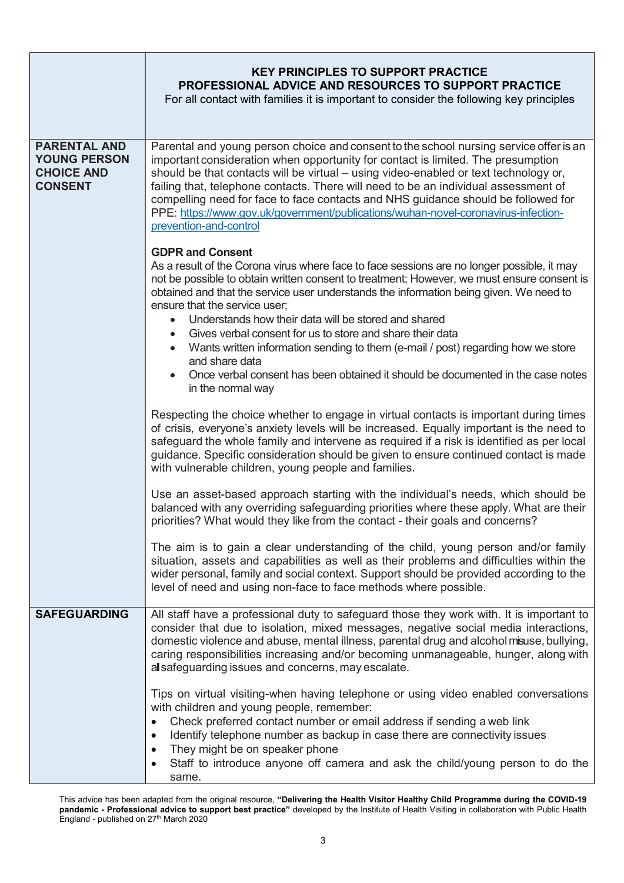| | **KEY PRINCIPLES TO SUPPORT PRACTICE**<br>**PROFESSIONAL ADVICE AND RESOURCES TO SUPPORT PRACTICE**<br>For all contact with families it is important to consider the following key principles |
|---|---|
| **PARENTAL AND YOUNG PERSON CHOICE AND CONSENT** | Parental and young person choice and consent to the school nursing service offer is an important consideration when opportunity for contact is limited. The presumption should be that contacts will be virtual – using video-enabled or text technology or, failing that, telephone contacts. There will need to be an individual assessment of compelling need for face to face contacts and NHS guidance should be followed for PPE: [https://www.gov.uk/government/publications/wuhan-novel-coronavirus-infection-prevention-and-control](https://www.gov.uk/government/publications/wuhan-novel-coronavirus-infection-prevention-and-control)<br><br>**GDPR and Consent**<br>As a result of the Corona virus where face to face sessions are no longer possible, it may not be possible to obtain written consent to treatment; However, we must ensure consent is obtained and that the service user understands the information being given. We need to ensure that the service user;<br>• Understands how their data will be stored and shared<br>• Gives verbal consent for us to store and share their data<br>• Wants written information sending to them (e-mail / post) regarding how we store and share data<br>• Once verbal consent has been obtained it should be documented in the case notes in the normal way<br><br>Respecting the choice whether to engage in virtual contacts is important during times of crisis, everyone's anxiety levels will be increased. Equally important is the need to safeguard the whole family and intervene as required if a risk is identified as per local guidance. Specific consideration should be given to ensure continued contact is made with vulnerable children, young people and families.<br><br>Use an asset-based approach starting with the individual's needs, which should be balanced with any overriding safeguarding priorities where these apply. What are their priorities? What would they like from the contact - their goals and concerns?<br><br>The aim is to gain a clear understanding of the child, young person and/or family situation, assets and capabilities as well as their problems and difficulties within the wider personal, family and social context. Support should be provided according to the level of need and using non-face to face methods where possible. |
| **SAFEGUARDING** | All staff have a professional duty to safeguard those they work with. It is important to consider that due to isolation, mixed messages, negative social media interactions, domestic violence and abuse, mental illness, parental drug and alcohol misuse, bullying, caring responsibilities increasing and/or becoming unmanageable, hunger, along with all safeguarding issues and concerns, may escalate.<br><br>Tips on virtual visiting-when having telephone or using video enabled conversations with children and young people, remember:<br>• Check preferred contact number or email address if sending a web link<br>• Identify telephone number as backup in case there are connectivity issues<br>• They might be on speaker phone<br>• Staff to introduce anyone off camera and ask the child/young person to do the same. |

This advice has been adapted from the original resource, **"Delivering the Health Visitor Healthy Child Programme during the COVID-19 pandemic - Professional advice to support best practice"** developed by the Institute of Health Visiting in collaboration with Public Health England - published on 27th March 2020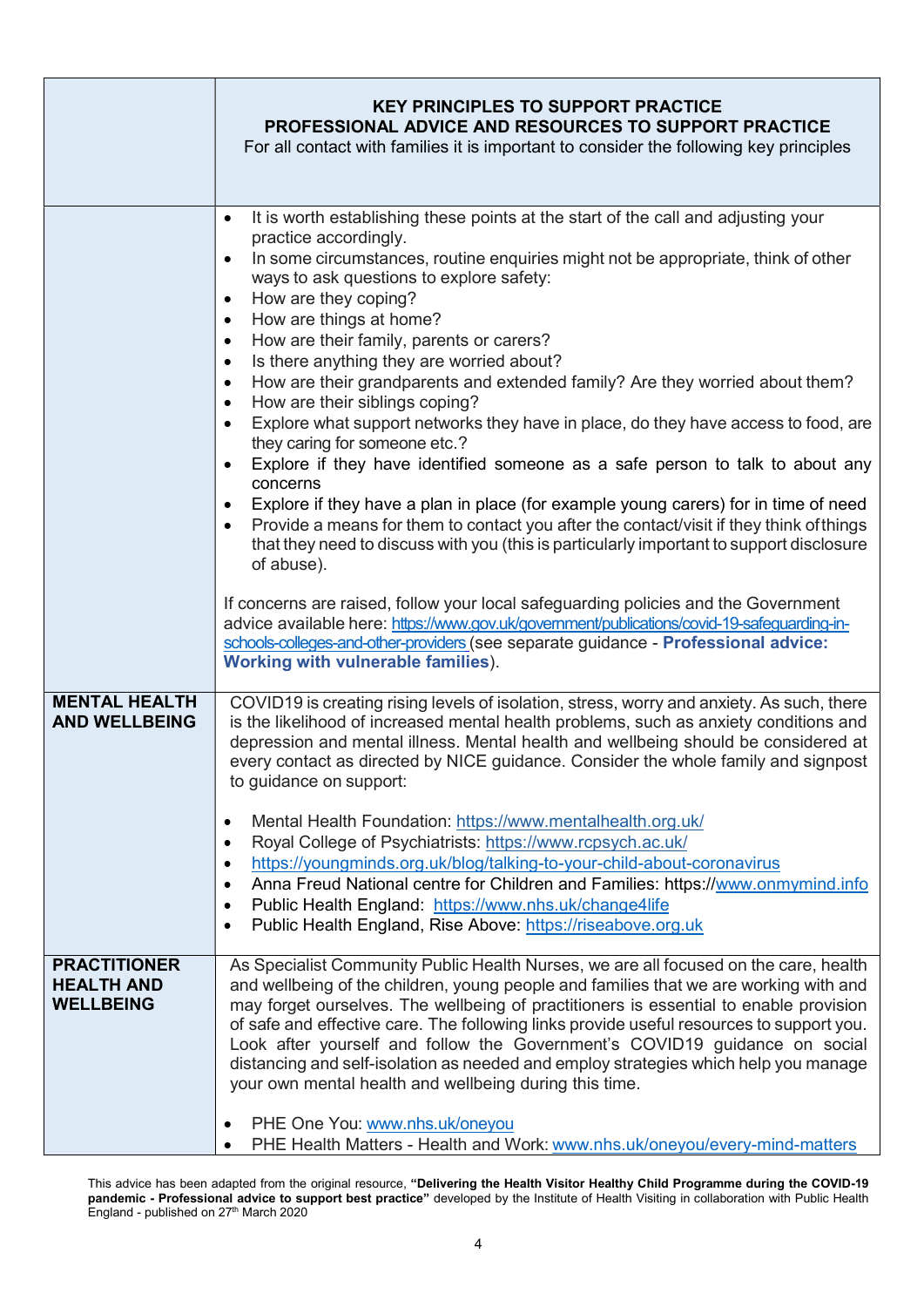| | **KEY PRINCIPLES TO SUPPORT PRACTICE**<br>**PROFESSIONAL ADVICE AND RESOURCES TO SUPPORT PRACTICE**<br>For all contact with families it is important to consider the following key principles |
|---|---|
| | • It is worth establishing these points at the start of the call and adjusting your practice accordingly.<br>• In some circumstances, routine enquiries might not be appropriate, think of other ways to ask questions to explore safety:<br>• How are they coping?<br>• How are things at home?<br>• How are their family, parents or carers?<br>• Is there anything they are worried about?<br>• How are their grandparents and extended family? Are they worried about them?<br>• How are their siblings coping?<br>• Explore what support networks they have in place, do they have access to food, are they caring for someone etc.?<br>• Explore if they have identified someone as a safe person to talk to about any concerns<br>• Explore if they have a plan in place (for example young carers) for in time of need<br>• Provide a means for them to contact you after the contact/visit if they think of things that they need to discuss with you (this is particularly important to support disclosure of abuse).<br><br>If concerns are raised, follow your local safeguarding policies and the Government advice available here: https://www.gov.uk/government/publications/covid-19-safeguarding-in-schools-colleges-and-other-providers (see separate guidance - **Professional advice: Working with vulnerable families**). |
| **MENTAL HEALTH AND WELLBEING** | COVID19 is creating rising levels of isolation, stress, worry and anxiety. As such, there is the likelihood of increased mental health problems, such as anxiety conditions and depression and mental illness. Mental health and wellbeing should be considered at every contact as directed by NICE guidance. Consider the whole family and signpost to guidance on support:<br><br>• Mental Health Foundation: https://www.mentalhealth.org.uk/<br>• Royal College of Psychiatrists: https://www.rcpsych.ac.uk/<br>• https://youngminds.org.uk/blog/talking-to-your-child-about-coronavirus<br>• Anna Freud National centre for Children and Families: https://www.onmymind.info<br>• Public Health England: https://www.nhs.uk/change4life<br>• Public Health England, Rise Above: https://riseabove.org.uk |
| **PRACTITIONER HEALTH AND WELLBEING** | As Specialist Community Public Health Nurses, we are all focused on the care, health and wellbeing of the children, young people and families that we are working with and may forget ourselves. The wellbeing of practitioners is essential to enable provision of safe and effective care. The following links provide useful resources to support you. Look after yourself and follow the Government's COVID19 guidance on social distancing and self-isolation as needed and employ strategies which help you manage your own mental health and wellbeing during this time.<br><br>• PHE One You: www.nhs.uk/oneyou<br>• PHE Health Matters - Health and Work: www.nhs.uk/oneyou/every-mind-matters |

This advice has been adapted from the original resource, **"Delivering the Health Visitor Healthy Child Programme during the COVID-19 pandemic - Professional advice to support best practice"** developed by the Institute of Health Visiting in collaboration with Public Health England - published on 27th March 2020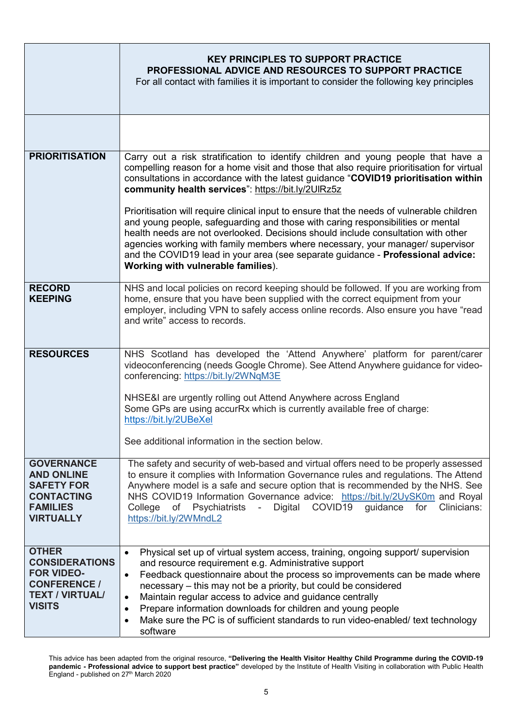| | **KEY PRINCIPLES TO SUPPORT PRACTICE**<br>**PROFESSIONAL ADVICE AND RESOURCES TO SUPPORT PRACTICE**<br>For all contact with families it is important to consider the following key principles |
|---|---|
| | |
| **PRIORITISATION** | Carry out a risk stratification to identify children and young people that have a compelling reason for a home visit and those that also require prioritisation for virtual consultations in accordance with the latest guidance "**COVID19 prioritisation within community health services**": https://bit.ly/2UlRz5z<br><br>Prioritisation will require clinical input to ensure that the needs of vulnerable children and young people, safeguarding and those with caring responsibilities or mental health needs are not overlooked. Decisions should include consultation with other agencies working with family members where necessary, your manager/ supervisor and the COVID19 lead in your area (see separate guidance - **Professional advice: Working with vulnerable families**). |
| **RECORD KEEPING** | NHS and local policies on record keeping should be followed. If you are working from home, ensure that you have been supplied with the correct equipment from your employer, including VPN to safely access online records. Also ensure you have "read and write" access to records. |
| **RESOURCES** | NHS Scotland has developed the 'Attend Anywhere' platform for parent/carer videoconferencing (needs Google Chrome). See Attend Anywhere guidance for video-conferencing: https://bit.ly/2WNqM3E<br><br>NHSE&I are urgently rolling out Attend Anywhere across England<br>Some GPs are using accurRx which is currently available free of charge: https://bit.ly/2UBeXel<br><br>See additional information in the section below. |
| **GOVERNANCE AND ONLINE SAFETY FOR CONTACTING FAMILIES VIRTUALLY** | The safety and security of web-based and virtual offers need to be properly assessed to ensure it complies with Information Governance rules and regulations. The Attend Anywhere model is a safe and secure option that is recommended by the NHS. See NHS COVID19 Information Governance advice: https://bit.ly/2UySK0m and Royal College of Psychiatrists - Digital COVID19 guidance for Clinicians: https://bit.ly/2WMndL2 |
| **OTHER CONSIDERATIONS FOR VIDEO-CONFERENCE / TEXT / VIRTUAL/ VISITS** | • Physical set up of virtual system access, training, ongoing support/ supervision and resource requirement e.g. Administrative support<br>• Feedback questionnaire about the process so improvements can be made where necessary – this may not be a priority, but could be considered<br>• Maintain regular access to advice and guidance centrally<br>• Prepare information downloads for children and young people<br>• Make sure the PC is of sufficient standards to run video-enabled/ text technology software |

This advice has been adapted from the original resource, **"Delivering the Health Visitor Healthy Child Programme during the COVID-19 pandemic - Professional advice to support best practice"** developed by the Institute of Health Visiting in collaboration with Public Health England - published on 27th March 2020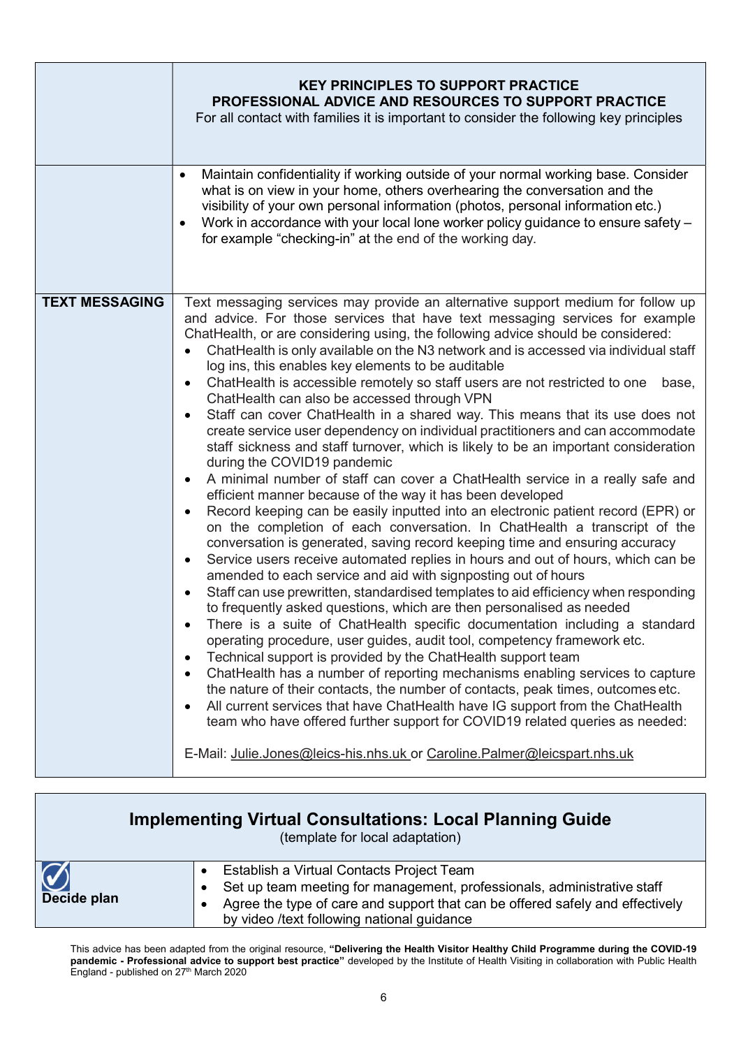| | **KEY PRINCIPLES TO SUPPORT PRACTICE**<br>**PROFESSIONAL ADVICE AND RESOURCES TO SUPPORT PRACTICE**<br>For all contact with families it is important to consider the following key principles |
|---|---|
| | • Maintain confidentiality if working outside of your normal working base. Consider what is on view in your home, others overhearing the conversation and the visibility of your own personal information (photos, personal information etc.)<br>• Work in accordance with your local lone worker policy guidance to ensure safety – for example "checking-in" at the end of the working day. |
| **TEXT MESSAGING** | Text messaging services may provide an alternative support medium for follow up and advice. For those services that have text messaging services for example ChatHealth, or are considering using, the following advice should be considered:<br>• ChatHealth is only available on the N3 network and is accessed via individual staff log ins, this enables key elements to be auditable<br>• ChatHealth is accessible remotely so staff users are not restricted to one base, ChatHealth can also be accessed through VPN<br>• Staff can cover ChatHealth in a shared way. This means that its use does not create service user dependency on individual practitioners and can accommodate staff sickness and staff turnover, which is likely to be an important consideration during the COVID19 pandemic<br>• A minimal number of staff can cover a ChatHealth service in a really safe and efficient manner because of the way it has been developed<br>• Record keeping can be easily inputted into an electronic patient record (EPR) or on the completion of each conversation. In ChatHealth a transcript of the conversation is generated, saving record keeping time and ensuring accuracy<br>• Service users receive automated replies in hours and out of hours, which can be amended to each service and aid with signposting out of hours<br>• Staff can use prewritten, standardised templates to aid efficiency when responding to frequently asked questions, which are then personalised as needed<br>• There is a suite of ChatHealth specific documentation including a standard operating procedure, user guides, audit tool, competency framework etc.<br>• Technical support is provided by the ChatHealth support team<br>• ChatHealth has a number of reporting mechanisms enabling services to capture the nature of their contacts, the number of contacts, peak times, outcomes etc.<br>• All current services that have ChatHealth have IG support from the ChatHealth team who have offered further support for COVID19 related queries as needed:<br><br>E-Mail: Julie.Jones@leics-his.nhs.uk or Caroline.Palmer@leicspart.nhs.uk |

| **Implementing Virtual Consultations: Local Planning Guide**<br>(template for local adaptation) | |
|---|---|
| **Decide plan** | • Establish a Virtual Contacts Project Team<br>• Set up team meeting for management, professionals, administrative staff<br>• Agree the type of care and support that can be offered safely and effectively by video /text following national guidance |

This advice has been adapted from the original resource, **"Delivering the Health Visitor Healthy Child Programme during the COVID-19 pandemic - Professional advice to support best practice"** developed by the Institute of Health Visiting in collaboration with Public Health England - published on 27th March 2020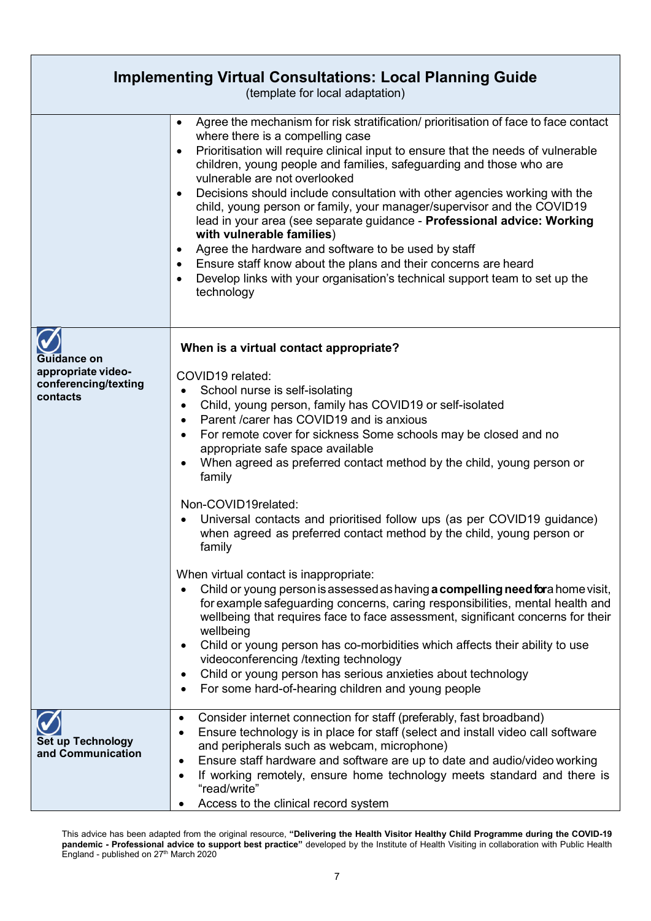## Implementing Virtual Consultations: Local Planning Guide

(template for local adaptation)

| | |
|---|---|
| | • Agree the mechanism for risk stratification/ prioritisation of face to face contact where there is a compelling case<br>• Prioritisation will require clinical input to ensure that the needs of vulnerable children, young people and families, safeguarding and those who are vulnerable are not overlooked<br>• Decisions should include consultation with other agencies working with the child, young person or family, your manager/supervisor and the COVID19 lead in your area (see separate guidance - **Professional advice: Working with vulnerable families**)<br>• Agree the hardware and software to be used by staff<br>• Ensure staff know about the plans and their concerns are heard<br>• Develop links with your organisation's technical support team to set up the technology |
| **Guidance on appropriate video-conferencing/texting contacts** | **When is a virtual contact appropriate?**<br><br>COVID19 related:<br>• School nurse is self-isolating<br>• Child, young person, family has COVID19 or self-isolated<br>• Parent /carer has COVID19 and is anxious<br>• For remote cover for sickness Some schools may be closed and no appropriate safe space available<br>• When agreed as preferred contact method by the child, young person or family<br><br>Non-COVID19related:<br>• Universal contacts and prioritised follow ups (as per COVID19 guidance) when agreed as preferred contact method by the child, young person or family<br><br>When virtual contact is inappropriate:<br>• Child or young person is assessed as having **a compelling need for** a home visit, for example safeguarding concerns, caring responsibilities, mental health and wellbeing that requires face to face assessment, significant concerns for their wellbeing<br>• Child or young person has co-morbidities which affects their ability to use videoconferencing /texting technology<br>• Child or young person has serious anxieties about technology<br>• For some hard-of-hearing children and young people |
| **Set up Technology and Communication** | • Consider internet connection for staff (preferably, fast broadband)<br>• Ensure technology is in place for staff (select and install video call software and peripherals such as webcam, microphone)<br>• Ensure staff hardware and software are up to date and audio/video working<br>• If working remotely, ensure home technology meets standard and there is "read/write"<br>• Access to the clinical record system |

This advice has been adapted from the original resource, **"Delivering the Health Visitor Healthy Child Programme during the COVID-19 pandemic - Professional advice to support best practice"** developed by the Institute of Health Visiting in collaboration with Public Health England - published on 27th March 2020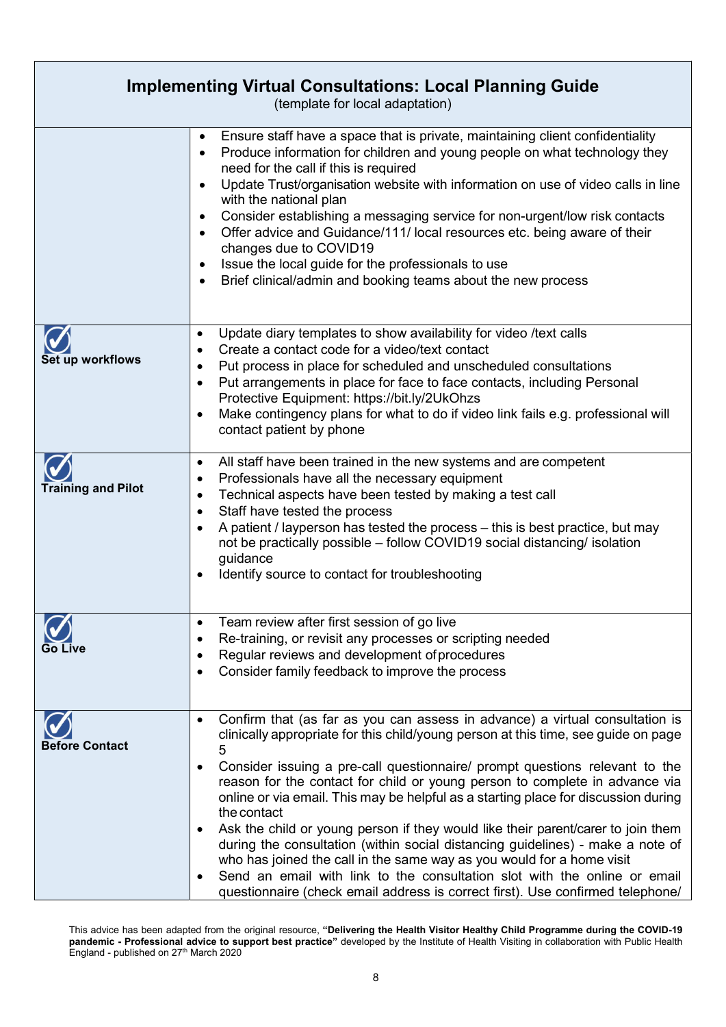# Implementing Virtual Consultations: Local Planning Guide

(template for local adaptation)

| | |
|---|---|
| | • Ensure staff have a space that is private, maintaining client confidentiality<br>• Produce information for children and young people on what technology they need for the call if this is required<br>• Update Trust/organisation website with information on use of video calls in line with the national plan<br>• Consider establishing a messaging service for non-urgent/low risk contacts<br>• Offer advice and Guidance/111/ local resources etc. being aware of their changes due to COVID19<br>• Issue the local guide for the professionals to use<br>• Brief clinical/admin and booking teams about the new process |
| **Set up workflows** | • Update diary templates to show availability for video /text calls<br>• Create a contact code for a video/text contact<br>• Put process in place for scheduled and unscheduled consultations<br>• Put arrangements in place for face to face contacts, including Personal Protective Equipment: https://bit.ly/2UkOhzs<br>• Make contingency plans for what to do if video link fails e.g. professional will contact patient by phone |
| **Training and Pilot** | • All staff have been trained in the new systems and are competent<br>• Professionals have all the necessary equipment<br>• Technical aspects have been tested by making a test call<br>• Staff have tested the process<br>• A patient / layperson has tested the process – this is best practice, but may not be practically possible – follow COVID19 social distancing/ isolation guidance<br>• Identify source to contact for troubleshooting |
| **Go Live** | • Team review after first session of go live<br>• Re-training, or revisit any processes or scripting needed<br>• Regular reviews and development of procedures<br>• Consider family feedback to improve the process |
| **Before Contact** | • Confirm that (as far as you can assess in advance) a virtual consultation is clinically appropriate for this child/young person at this time, see guide on page 5<br>• Consider issuing a pre-call questionnaire/ prompt questions relevant to the reason for the contact for child or young person to complete in advance via online or via email. This may be helpful as a starting place for discussion during the contact<br>• Ask the child or young person if they would like their parent/carer to join them during the consultation (within social distancing guidelines) - make a note of who has joined the call in the same way as you would for a home visit<br>• Send an email with link to the consultation slot with the online or email questionnaire (check email address is correct first). Use confirmed telephone/ |

This advice has been adapted from the original resource, **"Delivering the Health Visitor Healthy Child Programme during the COVID-19 pandemic - Professional advice to support best practice"** developed by the Institute of Health Visiting in collaboration with Public Health England - published on 27th March 2020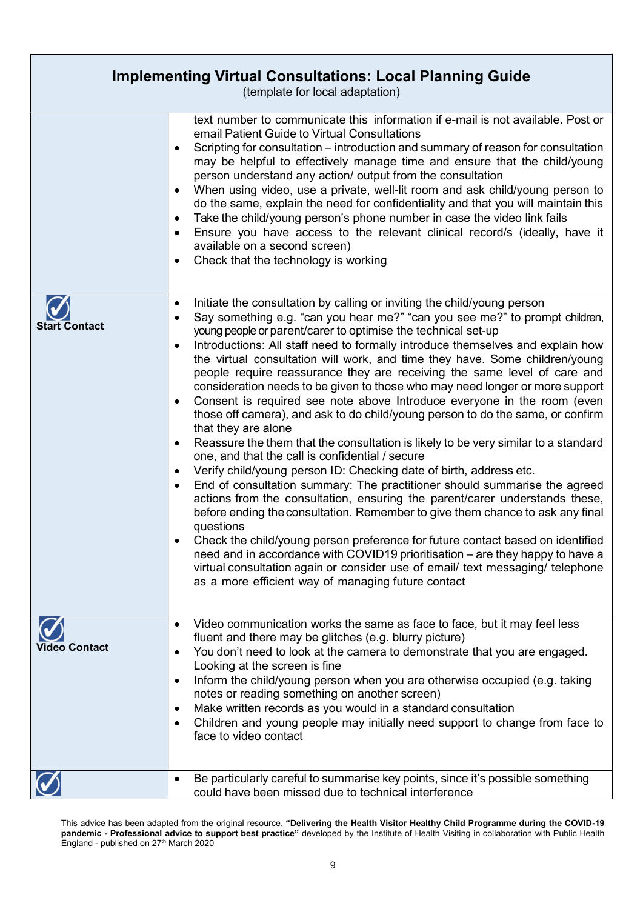## Implementing Virtual Consultations: Local Planning Guide

(template for local adaptation)

| | |
|---|---|
| | text number to communicate this information if e-mail is not available. Post or email Patient Guide to Virtual Consultations<br>• Scripting for consultation – introduction and summary of reason for consultation may be helpful to effectively manage time and ensure that the child/young person understand any action/ output from the consultation<br>• When using video, use a private, well-lit room and ask child/young person to do the same, explain the need for confidentiality and that you will maintain this<br>• Take the child/young person's phone number in case the video link fails<br>• Ensure you have access to the relevant clinical record/s (ideally, have it available on a second screen)<br>• Check that the technology is working |
| **Start Contact** | • Initiate the consultation by calling or inviting the child/young person<br>• Say something e.g. "can you hear me?" "can you see me?" to prompt children, young people or parent/carer to optimise the technical set-up<br>• Introductions: All staff need to formally introduce themselves and explain how the virtual consultation will work, and time they have. Some children/young people require reassurance they are receiving the same level of care and consideration needs to be given to those who may need longer or more support<br>• Consent is required see note above Introduce everyone in the room (even those off camera), and ask to do child/young person to do the same, or confirm that they are alone<br>• Reassure the them that the consultation is likely to be very similar to a standard one, and that the call is confidential / secure<br>• Verify child/young person ID: Checking date of birth, address etc.<br>• End of consultation summary: The practitioner should summarise the agreed actions from the consultation, ensuring the parent/carer understands these, before ending the consultation. Remember to give them chance to ask any final questions<br>• Check the child/young person preference for future contact based on identified need and in accordance with COVID19 prioritisation – are they happy to have a virtual consultation again or consider use of email/ text messaging/ telephone as a more efficient way of managing future contact |
| **Video Contact** | • Video communication works the same as face to face, but it may feel less fluent and there may be glitches (e.g. blurry picture)<br>• You don't need to look at the camera to demonstrate that you are engaged. Looking at the screen is fine<br>• Inform the child/young person when you are otherwise occupied (e.g. taking notes or reading something on another screen)<br>• Make written records as you would in a standard consultation<br>• Children and young people may initially need support to change from face to face to video contact |
| | • Be particularly careful to summarise key points, since it's possible something could have been missed due to technical interference |

This advice has been adapted from the original resource, **"Delivering the Health Visitor Healthy Child Programme during the COVID-19 pandemic - Professional advice to support best practice"** developed by the Institute of Health Visiting in collaboration with Public Health England - published on 27th March 2020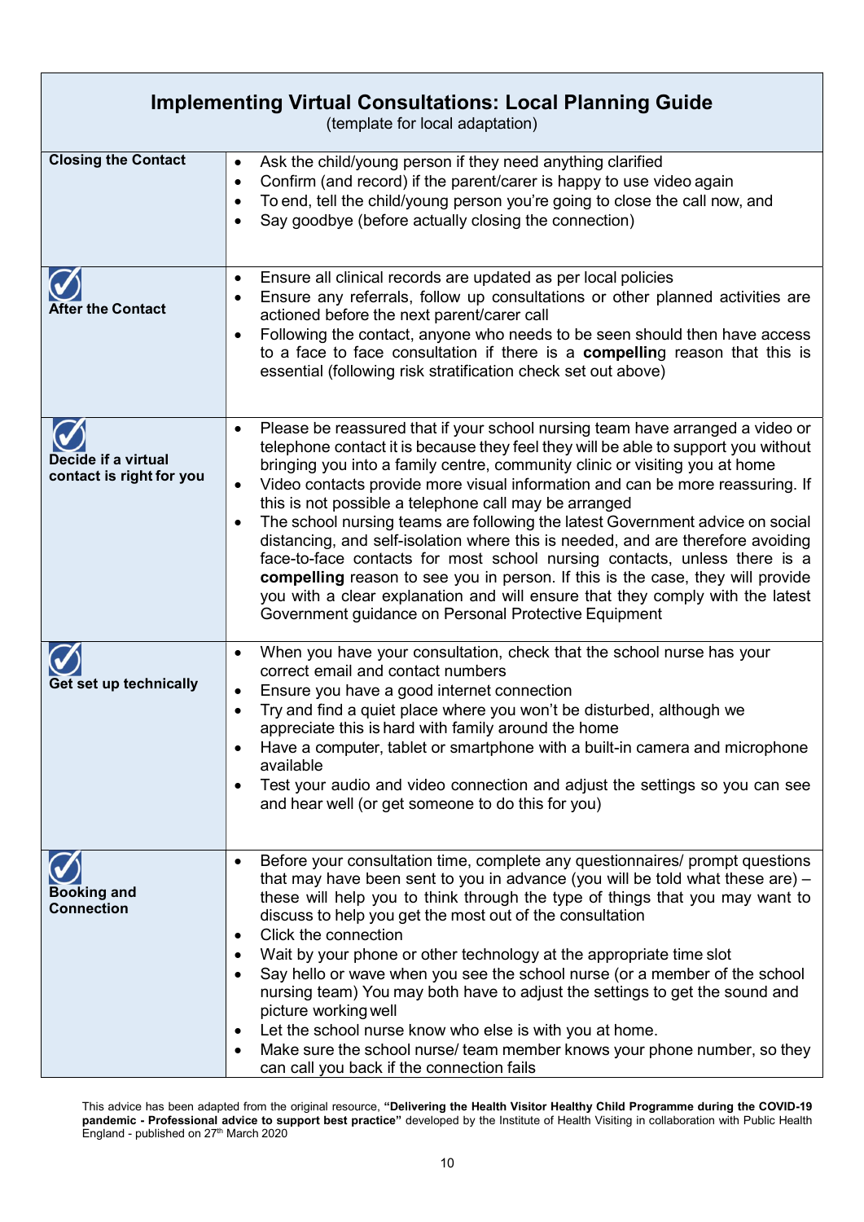| **Implementing Virtual Consultations: Local Planning Guide** (template for local adaptation) | |
|---|---|
| **Closing the Contact** | • Ask the child/young person if they need anything clarified<br>• Confirm (and record) if the parent/carer is happy to use video again<br>• To end, tell the child/young person you're going to close the call now, and<br>• Say goodbye (before actually closing the connection) |
| **After the Contact** | • Ensure all clinical records are updated as per local policies<br>• Ensure any referrals, follow up consultations or other planned activities are actioned before the next parent/carer call<br>• Following the contact, anyone who needs to be seen should then have access to a face to face consultation if there is a **compelling** reason that this is essential (following risk stratification check set out above) |
| **Decide if a virtual contact is right for you** | • Please be reassured that if your school nursing team have arranged a video or telephone contact it is because they feel they will be able to support you without bringing you into a family centre, community clinic or visiting you at home<br>• Video contacts provide more visual information and can be more reassuring. If this is not possible a telephone call may be arranged<br>• The school nursing teams are following the latest Government advice on social distancing, and self-isolation where this is needed, and are therefore avoiding face-to-face contacts for most school nursing contacts, unless there is a **compelling** reason to see you in person. If this is the case, they will provide you with a clear explanation and will ensure that they comply with the latest Government guidance on Personal Protective Equipment |
| **Get set up technically** | • When you have your consultation, check that the school nurse has your correct email and contact numbers<br>• Ensure you have a good internet connection<br>• Try and find a quiet place where you won't be disturbed, although we appreciate this is hard with family around the home<br>• Have a computer, tablet or smartphone with a built-in camera and microphone available<br>• Test your audio and video connection and adjust the settings so you can see and hear well (or get someone to do this for you) |
| **Booking and Connection** | • Before your consultation time, complete any questionnaires/ prompt questions that may have been sent to you in advance (you will be told what these are) – these will help you to think through the type of things that you may want to discuss to help you get the most out of the consultation<br>• Click the connection<br>• Wait by your phone or other technology at the appropriate time slot<br>• Say hello or wave when you see the school nurse (or a member of the school nursing team) You may both have to adjust the settings to get the sound and picture working well<br>• Let the school nurse know who else is with you at home.<br>• Make sure the school nurse/ team member knows your phone number, so they can call you back if the connection fails |

This advice has been adapted from the original resource, **"Delivering the Health Visitor Healthy Child Programme during the COVID-19 pandemic - Professional advice to support best practice"** developed by the Institute of Health Visiting in collaboration with Public Health England - published on 27th March 2020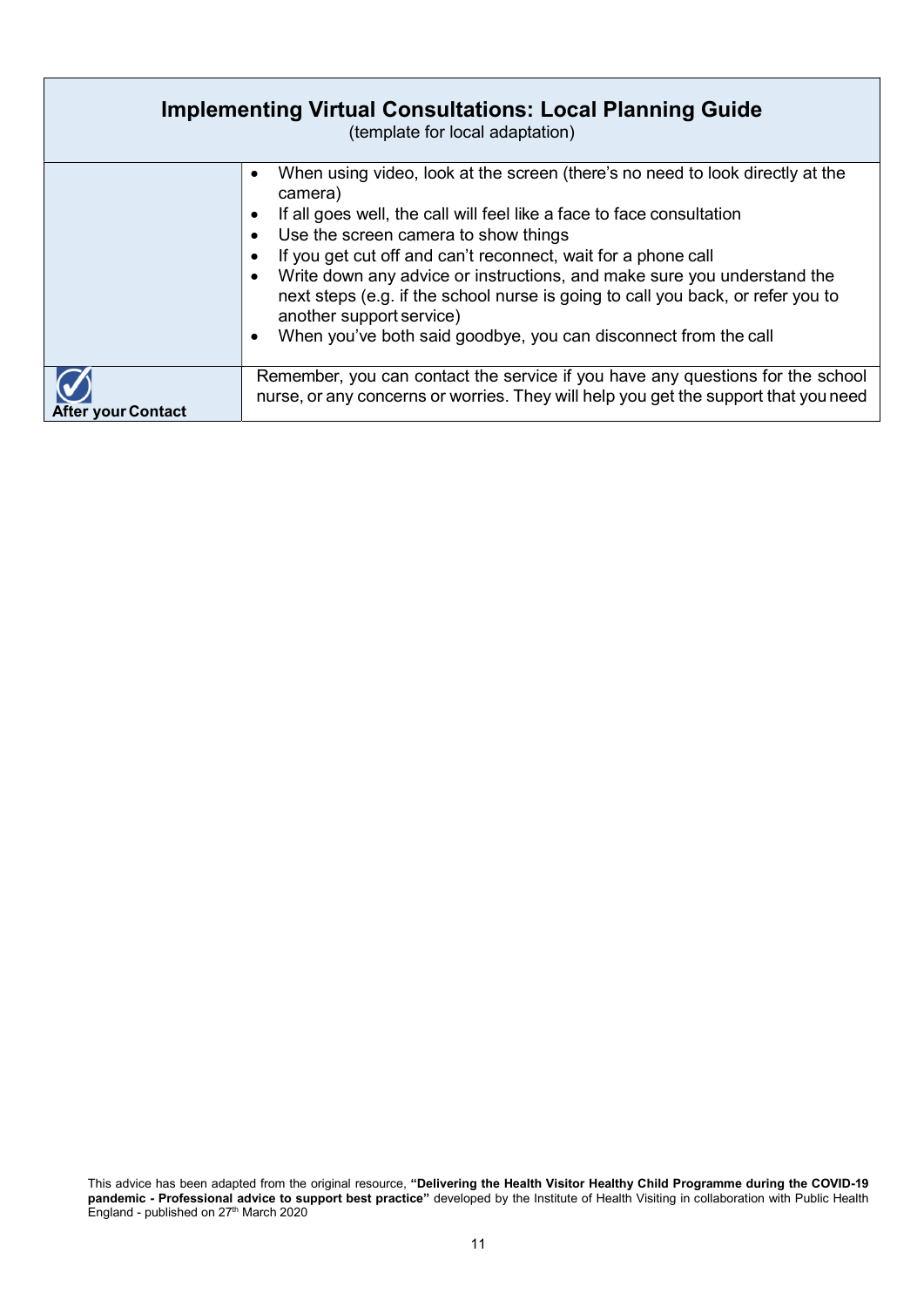# Implementing Virtual Consultations: Local Planning Guide

(template for local adaptation)

| | |
|---|---|
| | • When using video, look at the screen (there's no need to look directly at the camera)<br>• If all goes well, the call will feel like a face to face consultation<br>• Use the screen camera to show things<br>• If you get cut off and can't reconnect, wait for a phone call<br>• Write down any advice or instructions, and make sure you understand the next steps (e.g. if the school nurse is going to call you back, or refer you to another support service)<br>• When you've both said goodbye, you can disconnect from the call |
| **After your Contact** | Remember, you can contact the service if you have any questions for the school nurse, or any concerns or worries. They will help you get the support that you need |

This advice has been adapted from the original resource, **"Delivering the Health Visitor Healthy Child Programme during the COVID-19 pandemic - Professional advice to support best practice"** developed by the Institute of Health Visiting in collaboration with Public Health England - published on 27th March 2020